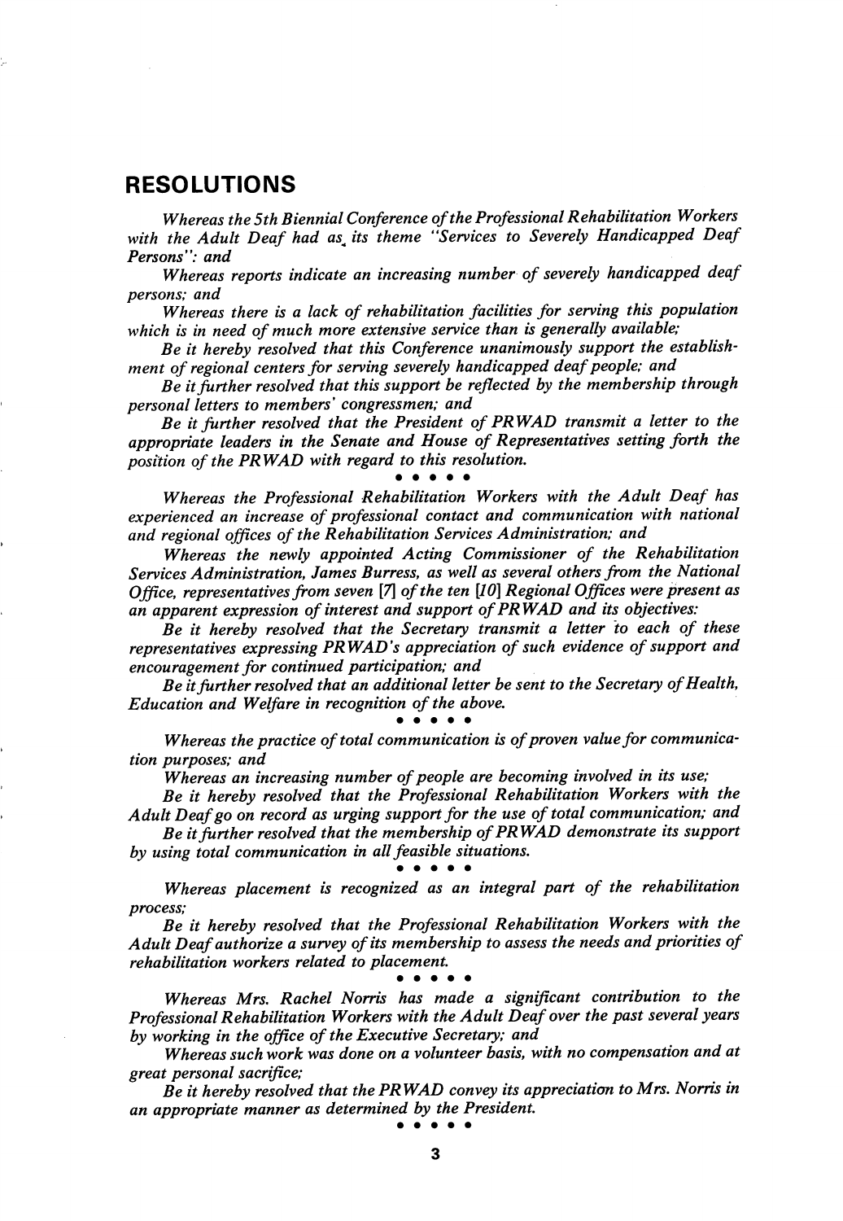## RESOLUTIONS

*Whereas the 5th Biennial Conference of the Professional Rehabilitation Workers with the Adult Deaf had as its theme "Services to Severely Handicapped Deaf Persons": and*

*Whereas reports indicate an increasing number of severely handicapped deaf persons; and*

*Whereas there is a lack of rehabilitation facilities for serving this population which is in need of much more extensive service than is generally available;*

*Be it hereby resolved that this Conference unanimously support the establishment of regional centers for serving severely handicapped deaf people; and*

*Be it further resolved that this support be reflected by the membership through personal letters to members' congressmen; and*

*Be it further resolved that the President of PRWAD transmit a letter to the appropriate leaders in the Senate and House of Representatives setting forth the position of the PRWAD with regard to this resolution.*

• • • • •

*Whereas the Professional Rehabilitation Workers with the Adult Deaf has experienced an increase of professional contact and communication with national and regional offices of the Rehabilitation Services Administration; and*

*Whereas the newly appointed Acting Commissioner of the Rehabilitation Services Administration, James Burress, as well as several others from the National Office, representatives from seven [7] of the ten [10] Regional Offices were present as an apparent expression of interest and support of PRWAD and its objectives:*

*Be it hereby resolved that the Secretary transmit a letter to each of these representatives expressing PRWAD's appreciation of such evidence of support and encouragement for continued participation; and*

*Be it further resolved that an additional letter be sent to the Secretary of Health, Education and Welfare in recognition of the above.*

• • • • •

*Whereas the practice of total communication is of proven value for communication purposes; and*

*Whereas an increasing number of people are becoming involved in its use;*

*Be it hereby resolved that the Professional Rehabilitation Workers with the Adult Deaf go on record as urging support for the use of total communication; and*

*Be it further resolved that the membership of PRWAD demonstrate its support by using total communication in all feasible situations.*

• • • • •

*Whereas placement is recognized as an integral part of the rehabilitation process;*

*Be it hereby resolved that the Professional Rehabilitation Workers with the Adult Deaf authorize a survey of its membership to assess the needs and priorities of rehabilitation workers related to placement.*

• • • • •

*Whereas Mrs. Rachel Norris has made a significant contribution to the Professional Rehabilitation Workers with the Adult Deaf over the past several years by working in the office of the Executive Secretary; and*

*Whereas such work was done on a volunteer basis, with no compensation and at great personal sacrifice;*

*Be it hereby resolved that the PRWAD convey its appreciation to Mrs. Norris in an appropriate manner as determined by the President.*

• • • • •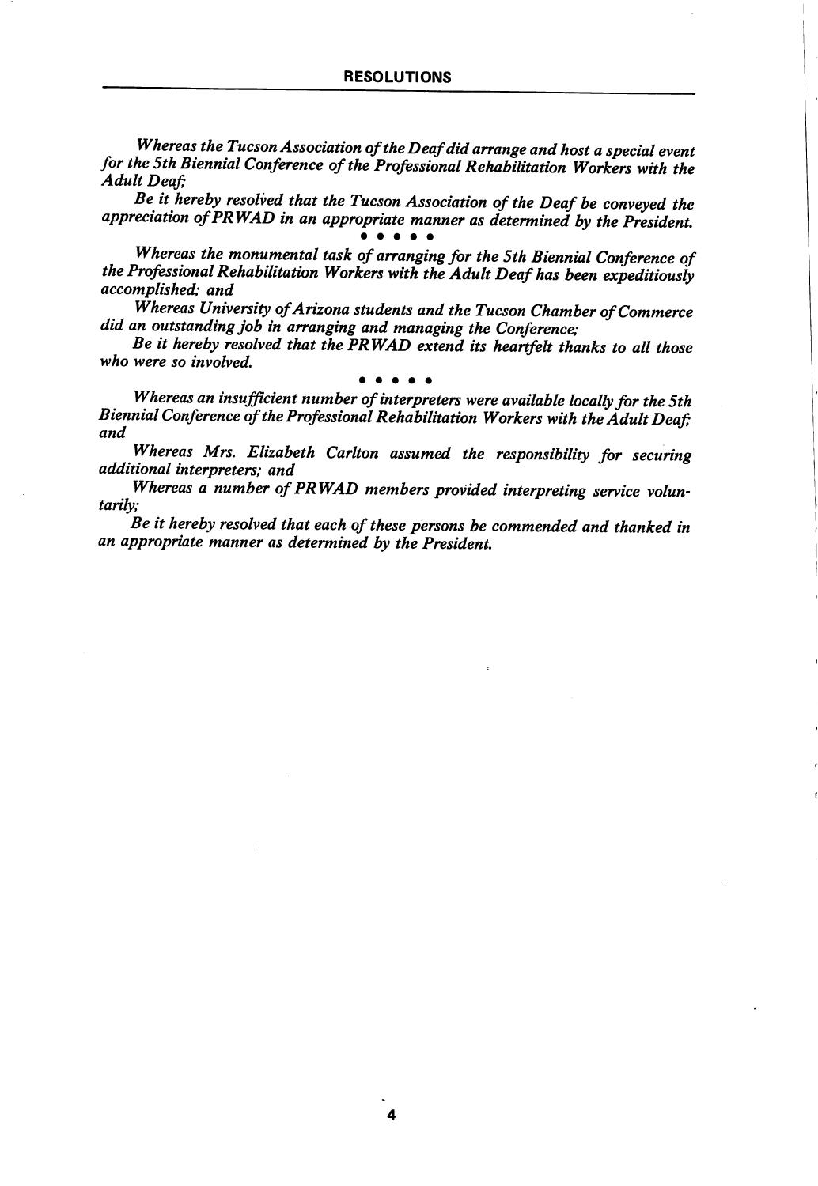## RESOLUTIONS

*Whereas the Tucson Association of the Deaf did arrange and host a special event for the 5th Biennial Conference of the Professional Rehabilitation Workers with the Adult Deaf;*

*Be it hereby resolved that the Tucson Association of the Deaf be conveyed the appreciation of PRWAD in an appropriate manner as determined by the President.*

• • • • •

*Whereas the monumental task of arranging for the 5th Biennial Conference of the Professional Rehabilitation Workers with the Adult Deaf has been expeditiously accomplished; and*

*Whereas University of Arizona students and the Tucson Chamber of Commerce did an outstanding job in arranging and managing the Conference;*

*Be it hereby resolved that the PRWAD extend its heartfelt thanks to all those who were so involved.*

• • • • •

*Whereas an insufficient number of interpreters were available locally for the 5th Biennial Conference of the Professional Rehabilitation Workers with the Adult Deaf; and*

*Whereas Mrs. Elizabeth Carlton assumed the responsibility for securing additional interpreters; and*

*Whereas a number of PRWAD members provided interpreting service voluntarily;*

*Be it hereby resolved that each of these persons be commended and thanked in an appropriate manner as determined by the President.*